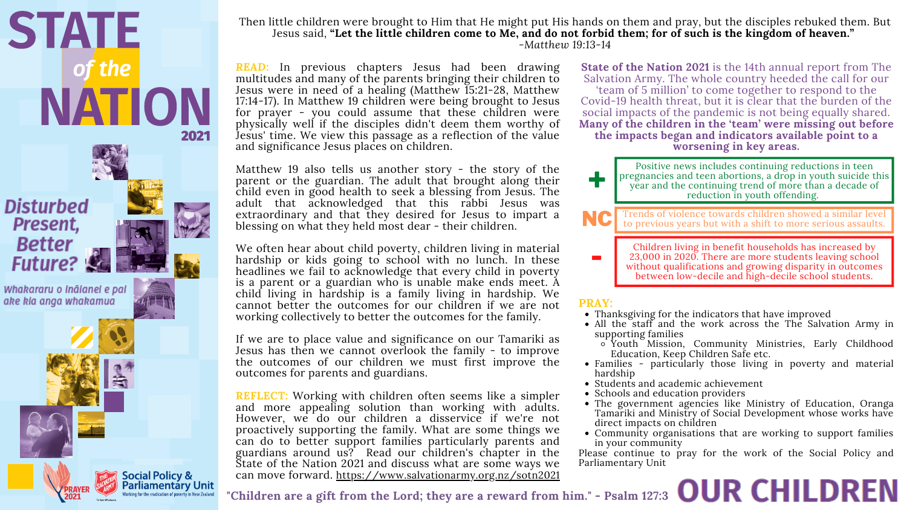# STATE *of the* NATION 2021

## Disturbed Present, Better Future?

*Whakararu o Inālanei e pai ake kia anga whakamua*

Then little children were brought to Him that He might put His hands on them and pray, but the disciples rebuked them. But Jesus said, **"Let the little children come to Me, and do not forbid them; for of such is the kingdom of heaven."**
*-Matthew 19:13-14*

**READ:** In previous chapters Jesus had been drawing multitudes and many of the parents bringing their children to Jesus were in need of a healing (Matthew 15:21-28, Matthew 17:14-17). In Matthew 19 children were being brought to Jesus for prayer - you could assume that these children were physically well if the disciples didn't deem them worthy of Jesus' time. We view this passage as a reflection of the value and significance Jesus places on children.

Matthew 19 also tells us another story - the story of the parent or the guardian. The adult that brought along their child even in good health to seek a blessing from Jesus. The adult that acknowledged that this rabbi Jesus was extraordinary and that they desired for Jesus to impart a blessing on what they held most dear - their children.

We often hear about child poverty, children living in material hardship or kids going to school with no lunch. In these headlines we fail to acknowledge that every child in poverty is a parent or a guardian who is unable make ends meet. A child living in hardship is a family living in hardship. We cannot better the outcomes for our children if we are not working collectively to better the outcomes for the family.

If we are to place value and significance on our Tamariki as Jesus has then we cannot overlook the family - to improve the outcomes of our children we must first improve the outcomes for parents and guardians.

**REFLECT:** Working with children often seems like a simpler and more appealing solution than working with adults. However, we do our children a disservice if we're not proactively supporting the family. What are some things we can do to better support families particularly parents and guardians around us? Read our children's chapter in the State of the Nation 2021 and discuss what are some ways we can move forward. https://www.salvationarmy.org.nz/sotn2021

**State of the Nation 2021** is the 14th annual report from The Salvation Army. The whole country heeded the call for our 'team of 5 million' to come together to respond to the Covid-19 health threat, but it is clear that the burden of the social impacts of the pandemic is not being equally shared. **Many of the children in the 'team' were missing out before the impacts began and indicators available point to a worsening in key areas.**

**+** Positive news includes continuing reductions in teen pregnancies and teen abortions, a drop in youth suicide this year and the continuing trend of more than a decade of reduction in youth offending.

**NC** Trends of violence towards children showed a similar level to previous years but with a shift to more serious assaults.

**-** Children living in benefit households has increased by 23,000 in 2020. There are more students leaving school without qualifications and growing disparity in outcomes between low-decile and high-decile school students.

**PRAY:**

- Thanksgiving for the indicators that have improved
- All the staff and the work across the The Salvation Army in supporting families
  - Youth Mission, Community Ministries, Early Childhood Education, Keep Children Safe etc.
- Families - particularly those living in poverty and material hardship
- Students and academic achievement
- Schools and education providers
- The government agencies like Ministry of Education, Oranga Tamariki and Ministry of Social Development whose works have direct impacts on children
- Community organisations that are working to support families in your community

Please continue to pray for the work of the Social Policy and Parliamentary Unit

"Children are a gift from the Lord; they are a reward from him." - Psalm 127:3

# OUR CHILDREN

PRAYER 2021

Social Policy & Parliamentary Unit
Working for the eradication of poverty in New Zealand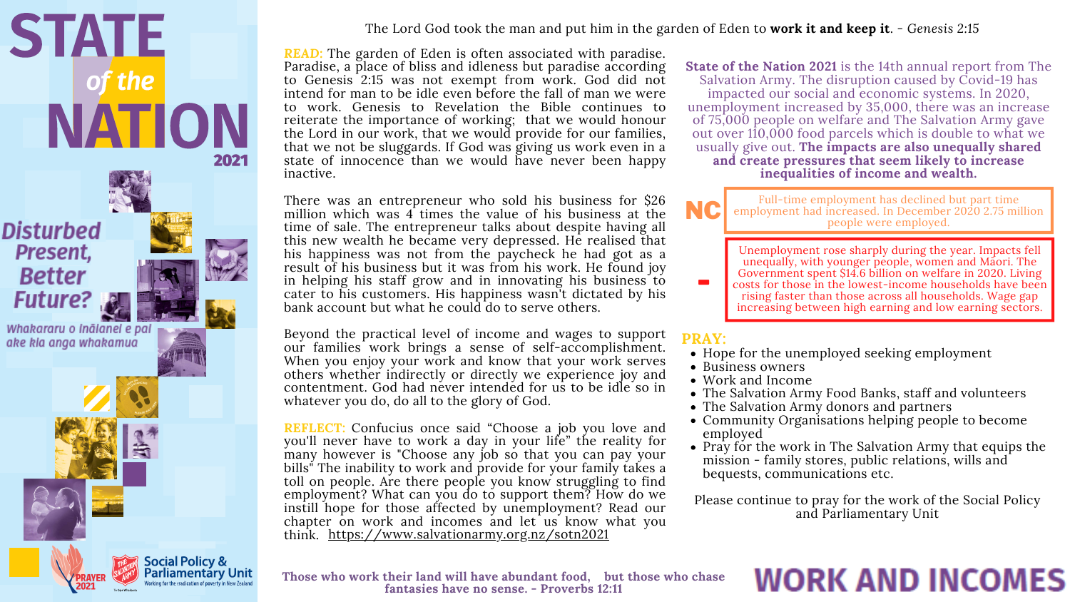# STATE *of the* NATION 2021

## Disturbed Present, Better Future?

*Whakararu o Inālanei e pai ake kia anga whakamua*

The Lord God took the man and put him in the garden of Eden to **work it and keep it**. - *Genesis 2:15*

**READ:** The garden of Eden is often associated with paradise. Paradise, a place of bliss and idleness but paradise according to Genesis 2:15 was not exempt from work. God did not intend for man to be idle even before the fall of man we were to work. Genesis to Revelation the Bible continues to reiterate the importance of working; that we would honour the Lord in our work, that we would provide for our families, that we not be sluggards. If God was giving us work even in a state of innocence than we would have never been happy inactive.

There was an entrepreneur who sold his business for $26 million which was 4 times the value of his business at the time of sale. The entrepreneur talks about despite having all this new wealth he became very depressed. He realised that his happiness was not from the paycheck he had got as a result of his business but it was from his work. He found joy in helping his staff grow and in innovating his business to cater to his customers. His happiness wasn't dictated by his bank account but what he could do to serve others.

Beyond the practical level of income and wages to support our families work brings a sense of self-accomplishment. When you enjoy your work and know that your work serves others whether indirectly or directly we experience joy and contentment. God had never intended for us to be idle so in whatever you do, do all to the glory of God.

**REFLECT:** Confucius once said "Choose a job you love and you'll never have to work a day in your life" the reality for many however is "Choose any job so that you can pay your bills" The inability to work and provide for your family takes a toll on people. Are there people you know struggling to find employment? What can you do to support them? How do we instill hope for those affected by unemployment? Read our chapter on work and incomes and let us know what you think. https://www.salvationarmy.org.nz/sotn2021

**State of the Nation 2021** is the 14th annual report from The Salvation Army. The disruption caused by Covid-19 has impacted our social and economic systems. In 2020, unemployment increased by 35,000, there was an increase of 75,000 people on welfare and The Salvation Army gave out over 110,000 food parcels which is double to what we usually give out. **The impacts are also unequally shared and create pressures that seem likely to increase inequalities of income and wealth.**

**NC** Full-time employment has declined but part time employment had increased. In December 2020 2.75 million people were employed.

**-** Unemployment rose sharply during the year. Impacts fell unequally, with younger people, women and Māori. The Government spent $14.6 billion on welfare in 2020. Living costs for those in the lowest-income households have been rising faster than those across all households. Wage gap increasing between high earning and low earning sectors.

**PRAY:**

- Hope for the unemployed seeking employment
- Business owners
- Work and Income
- The Salvation Army Food Banks, staff and volunteers
- The Salvation Army donors and partners
- Community Organisations helping people to become employed
- Pray for the work in The Salvation Army that equips the mission - family stores, public relations, wills and bequests, communications etc.

Please continue to pray for the work of the Social Policy and Parliamentary Unit

**Those who work their land will have abundant food, but those who chase fantasies have no sense. - Proverbs 12:11**

# WORK AND INCOMES

PRAYER 2021

Social Policy & Parliamentary Unit
Working for the eradication of poverty in New Zealand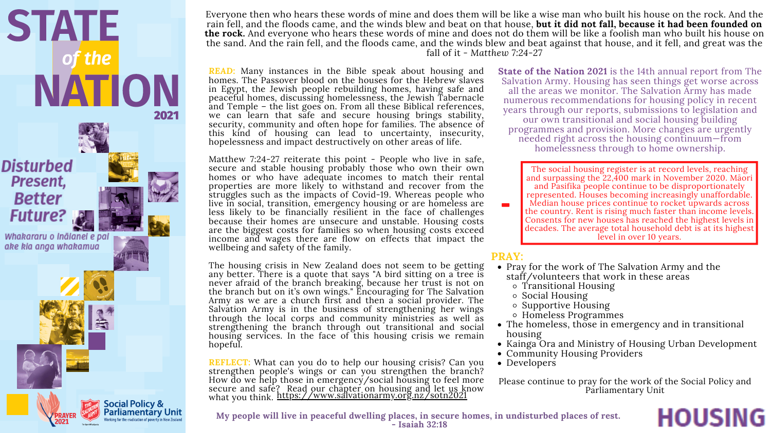# STATE *of the* NATION 2021

## Disturbed Present, Better Future?

*Whakararu o Inālanei e pai ake kia anga whakamua*

Everyone then who hears these words of mine and does them will be like a wise man who built his house on the rock. And the rain fell, and the floods came, and the winds blew and beat on that house, **but it did not fall, because it had been founded on the rock.** And everyone who hears these words of mine and does not do them will be like a foolish man who built his house on the sand. And the rain fell, and the floods came, and the winds blew and beat against that house, and it fell, and great was the fall of it - *Matthew* 7:24-27

**READ:** Many instances in the Bible speak about housing and homes. The Passover blood on the houses for the Hebrew slaves in Egypt, the Jewish people rebuilding homes, having safe and peaceful homes, discussing homelessness, the Jewish Tabernacle and Temple – the list goes on. From all these Biblical references, we can learn that safe and secure housing brings stability, security, community and often hope for families. The absence of this kind of housing can lead to uncertainty, insecurity, hopelessness and impact destructively on other areas of life.

Matthew 7:24-27 reiterate this point - People who live in safe, secure and stable housing probably those who own their own homes or who have adequate incomes to match their rental properties are more likely to withstand and recover from the struggles such as the impacts of Covid-19. Whereas people who live in social, transition, emergency housing or are homeless are less likely to be financially resilient in the face of challenges because their homes are unsecure and unstable. Housing costs are the biggest costs for families so when housing costs exceed income and wages there are flow on effects that impact the wellbeing and safety of the family.

The housing crisis in New Zealand does not seem to be getting any better. There is a quote that says "A bird sitting on a tree is never afraid of the branch breaking, because her trust is not on the branch but on it's own wings." Encouraging for The Salvation Army as we are a church first and then a social provider. The Salvation Army is in the business of strengthening her wings through the local corps and community ministries as well as strengthening the branch through out transitional and social housing services. In the face of this housing crisis we remain hopeful.

**REFLECT:** What can you do to help our housing crisis? Can you strengthen people's wings or can you strengthen the branch? How do we help those in emergency/social housing to feel more secure and safe? Read our chapter on housing and let us know what you think. https://www.salvationarmy.org.nz/sotn2021

**State of the Nation 2021** is the 14th annual report from The Salvation Army. Housing has seen things get worse across all the areas we monitor. The Salvation Army has made numerous recommendations for housing policy in recent years through our reports, submissions to legislation and our own transitional and social housing building programmes and provision. More changes are urgently needed right across the housing continuum—from homelessness through to home ownership.

- The social housing register is at record levels, reaching and surpassing the 22,400 mark in November 2020. Māori and Pasifika people continue to be disproportionately represented. Houses becoming increasingly unaffordable. Median house prices continue to rocket upwards across the country. Rent is rising much faster than income levels. Consents for new houses has reached the highest levels in decades. The average total household debt is at its highest level in over 10 years.

**PRAY:**

- Pray for the work of The Salvation Army and the staff/volunteers that work in these areas
  - Transitional Housing
  - Social Housing
  - Supportive Housing
  - Homeless Programmes
- The homeless, those in emergency and in transitional housing
- Kainga Ora and Ministry of Housing Urban Development
- Community Housing Providers
- Developers

Please continue to pray for the work of the Social Policy and Parliamentary Unit

**My people will live in peaceful dwelling places, in secure homes, in undisturbed places of rest. - Isaiah 32:18**

# HOUSING

PRAYER 2021

Social Policy & Parliamentary Unit
Working for the eradication of poverty in New Zealand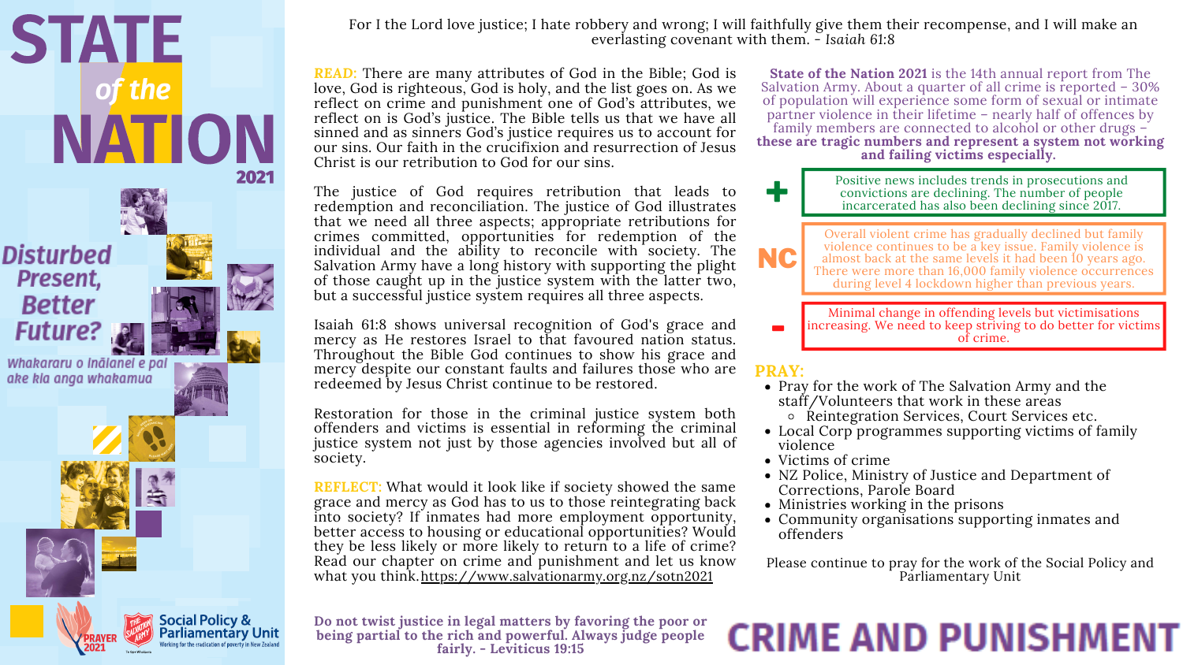# STATE *of the* NATION 2021

## Disturbed Present, Better Future?

*Whakararu o Ināianei e pai ake kia anga whakamua*

PRAYER 2021

Social Policy & Parliamentary Unit
Working for the eradication of poverty in New Zealand

For I the Lord love justice; I hate robbery and wrong; I will faithfully give them their recompense, and I will make an everlasting covenant with them. - *Isaiah 61:8*

**READ:** There are many attributes of God in the Bible; God is love, God is righteous, God is holy, and the list goes on. As we reflect on crime and punishment one of God's attributes, we reflect on is God's justice. The Bible tells us that we have all sinned and as sinners God's justice requires us to account for our sins. Our faith in the crucifixion and resurrection of Jesus Christ is our retribution to God for our sins.

The justice of God requires retribution that leads to redemption and reconciliation. The justice of God illustrates that we need all three aspects; appropriate retributions for crimes committed, opportunities for redemption of the individual and the ability to reconcile with society. The Salvation Army have a long history with supporting the plight of those caught up in the justice system with the latter two, but a successful justice system requires all three aspects.

Isaiah 61:8 shows universal recognition of God's grace and mercy as He restores Israel to that favoured nation status. Throughout the Bible God continues to show his grace and mercy despite our constant faults and failures those who are redeemed by Jesus Christ continue to be restored.

Restoration for those in the criminal justice system both offenders and victims is essential in reforming the criminal justice system not just by those agencies involved but all of society.

**REFLECT:** What would it look like if society showed the same grace and mercy as God has to us to those reintegrating back into society? If inmates had more employment opportunity, better access to housing or educational opportunities? Would they be less likely or more likely to return to a life of crime? Read our chapter on crime and punishment and let us know what you think. https://www.salvationarmy.org.nz/sotn2021

**Do not twist justice in legal matters by favoring the poor or being partial to the rich and powerful. Always judge people fairly. - Leviticus 19:15**

**State of the Nation 2021** is the 14th annual report from The Salvation Army. About a quarter of all crime is reported – 30% of population will experience some form of sexual or intimate partner violence in their lifetime – nearly half of offences by family members are connected to alcohol or other drugs – **these are tragic numbers and represent a system not working and failing victims especially.**

**+** Positive news includes trends in prosecutions and convictions are declining. The number of people incarcerated has also been declining since 2017.

**NC** Overall violent crime has gradually declined but family violence continues to be a key issue. Family violence is almost back at the same levels it had been 10 years ago. There were more than 16,000 family violence occurrences during level 4 lockdown higher than previous years.

**-** Minimal change in offending levels but victimisations increasing. We need to keep striving to do better for victims of crime.

**PRAY:**

- Pray for the work of The Salvation Army and the staff/Volunteers that work in these areas
  - Reintegration Services, Court Services etc.
- Local Corp programmes supporting victims of family violence
- Victims of crime
- NZ Police, Ministry of Justice and Department of Corrections, Parole Board
- Ministries working in the prisons
- Community organisations supporting inmates and offenders

Please continue to pray for the work of the Social Policy and Parliamentary Unit

# CRIME AND PUNISHMENT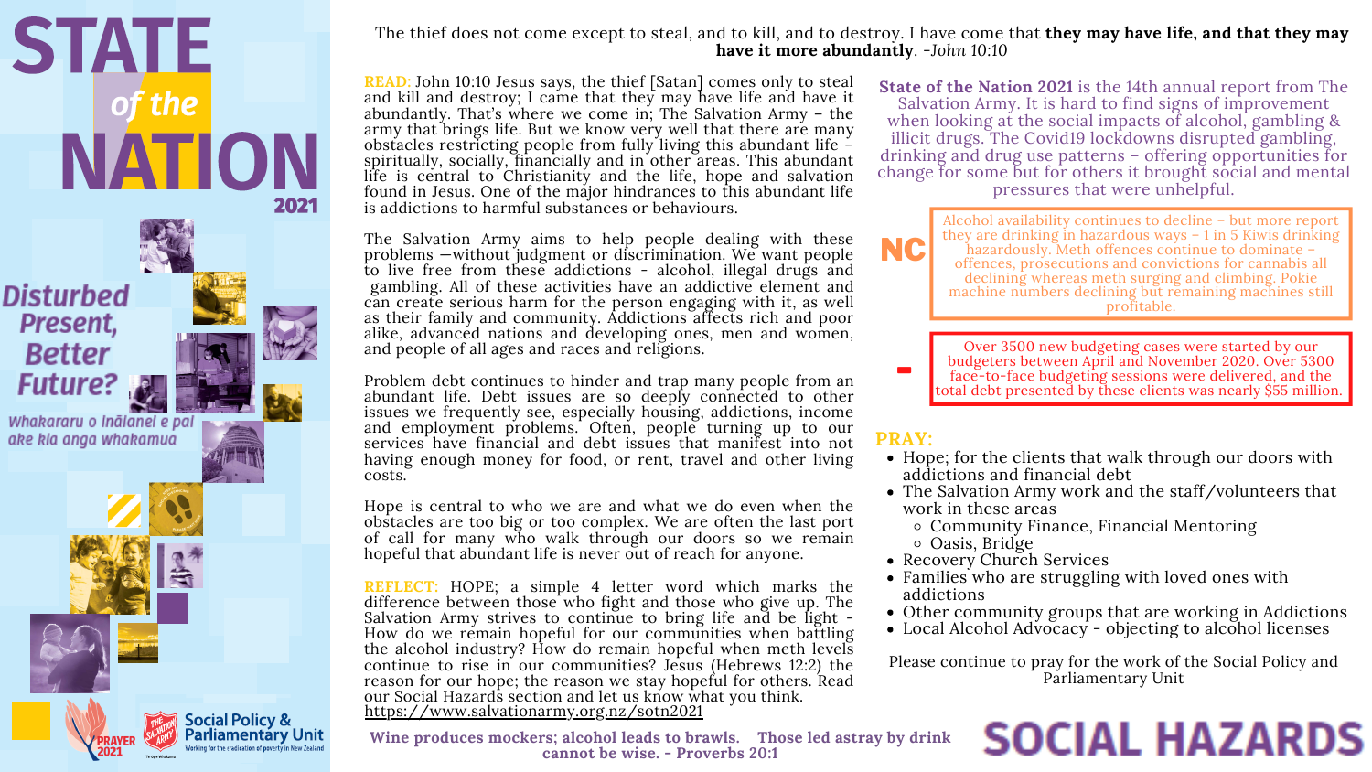# STATE *of the* NATION 2021

## Disturbed Present, Better Future?

*Whakararu o inālanei e pai ake kia anga whakamua*

The thief does not come except to steal, and to kill, and to destroy. I have come that **they may have life, and that they may have it more abundantly**. *-John 10:10*

**READ:** John 10:10 Jesus says, the thief [Satan] comes only to steal and kill and destroy; I came that they may have life and have it abundantly. That's where we come in; The Salvation Army – the army that brings life. But we know very well that there are many obstacles restricting people from fully living this abundant life – spiritually, socially, financially and in other areas. This abundant life is central to Christianity and the life, hope and salvation found in Jesus. One of the major hindrances to this abundant life is addictions to harmful substances or behaviours.

The Salvation Army aims to help people dealing with these problems —without judgment or discrimination. We want people to live free from these addictions - alcohol, illegal drugs and gambling. All of these activities have an addictive element and can create serious harm for the person engaging with it, as well as their family and community. Addictions affects rich and poor alike, advanced nations and developing ones, men and women, and people of all ages and races and religions.

Problem debt continues to hinder and trap many people from an abundant life. Debt issues are so deeply connected to other issues we frequently see, especially housing, addictions, income and employment problems. Often, people turning up to our services have financial and debt issues that manifest into not having enough money for food, or rent, travel and other living costs.

Hope is central to who we are and what we do even when the obstacles are too big or too complex. We are often the last port of call for many who walk through our doors so we remain hopeful that abundant life is never out of reach for anyone.

**REFLECT:** HOPE; a simple 4 letter word which marks the difference between those who fight and those who give up. The Salvation Army strives to continue to bring life and be light - How do we remain hopeful for our communities when battling the alcohol industry? How do remain hopeful when meth levels continue to rise in our communities? Jesus (Hebrews 12:2) the reason for our hope; the reason we stay hopeful for others. Read our Social Hazards section and let us know what you think. https://www.salvationarmy.org.nz/sotn2021

**State of the Nation 2021** is the 14th annual report from The Salvation Army. It is hard to find signs of improvement when looking at the social impacts of alcohol, gambling & illicit drugs. The Covid19 lockdowns disrupted gambling, drinking and drug use patterns – offering opportunities for change for some but for others it brought social and mental pressures that were unhelpful.

**NC** — Alcohol availability continues to decline – but more report they are drinking in hazardous ways – 1 in 5 Kiwis drinking hazardously. Meth offences continue to dominate – offences, prosecutions and convictions for cannabis all declining whereas meth surging and climbing. Pokie machine numbers declining but remaining machines still profitable.

**-** — Over 3500 new budgeting cases were started by our budgeters between April and November 2020. Over 5300 face-to-face budgeting sessions were delivered, and the total debt presented by these clients was nearly $55 million.

**PRAY:**

- Hope; for the clients that walk through our doors with addictions and financial debt
- The Salvation Army work and the staff/volunteers that work in these areas
  - Community Finance, Financial Mentoring
  - Oasis, Bridge
- Recovery Church Services
- Families who are struggling with loved ones with addictions
- Other community groups that are working in Addictions
- Local Alcohol Advocacy - objecting to alcohol licenses

Please continue to pray for the work of the Social Policy and Parliamentary Unit

**Wine produces mockers; alcohol leads to brawls. Those led astray by drink cannot be wise. - Proverbs 20:1**

# SOCIAL HAZARDS

PRAYER 2021

Social Policy & Parliamentary Unit — Working for the eradication of poverty in New Zealand